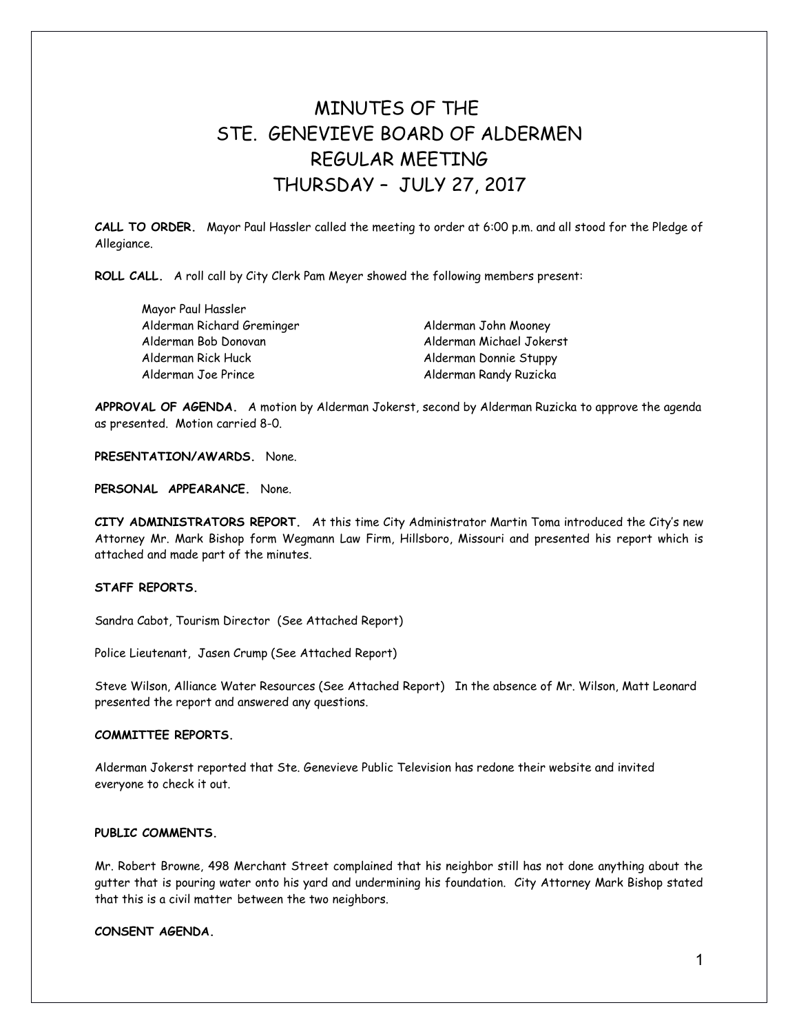# MINUTES OF THE
# STE. GENEVIEVE BOARD OF ALDERMEN
# REGULAR MEETING
# THURSDAY – JULY 27, 2017

**CALL TO ORDER.** Mayor Paul Hassler called the meeting to order at 6:00 p.m. and all stood for the Pledge of Allegiance.

**ROLL CALL.** A roll call by City Clerk Pam Meyer showed the following members present:

Mayor Paul Hassler
Alderman Richard Greminger
Alderman Bob Donovan
Alderman Rick Huck
Alderman Joe Prince
Alderman John Mooney
Alderman Michael Jokerst
Alderman Donnie Stuppy
Alderman Randy Ruzicka

**APPROVAL OF AGENDA.** A motion by Alderman Jokerst, second by Alderman Ruzicka to approve the agenda as presented. Motion carried 8-0.

**PRESENTATION/AWARDS.** None.

**PERSONAL APPEARANCE.** None.

**CITY ADMINISTRATORS REPORT.** At this time City Administrator Martin Toma introduced the City's new Attorney Mr. Mark Bishop form Wegmann Law Firm, Hillsboro, Missouri and presented his report which is attached and made part of the minutes.

**STAFF REPORTS.**

Sandra Cabot, Tourism Director (See Attached Report)

Police Lieutenant, Jasen Crump (See Attached Report)

Steve Wilson, Alliance Water Resources (See Attached Report) In the absence of Mr. Wilson, Matt Leonard presented the report and answered any questions.

**COMMITTEE REPORTS.**

Alderman Jokerst reported that Ste. Genevieve Public Television has redone their website and invited everyone to check it out.

**PUBLIC COMMENTS.**

Mr. Robert Browne, 498 Merchant Street complained that his neighbor still has not done anything about the gutter that is pouring water onto his yard and undermining his foundation. City Attorney Mark Bishop stated that this is a civil matter between the two neighbors.

**CONSENT AGENDA.**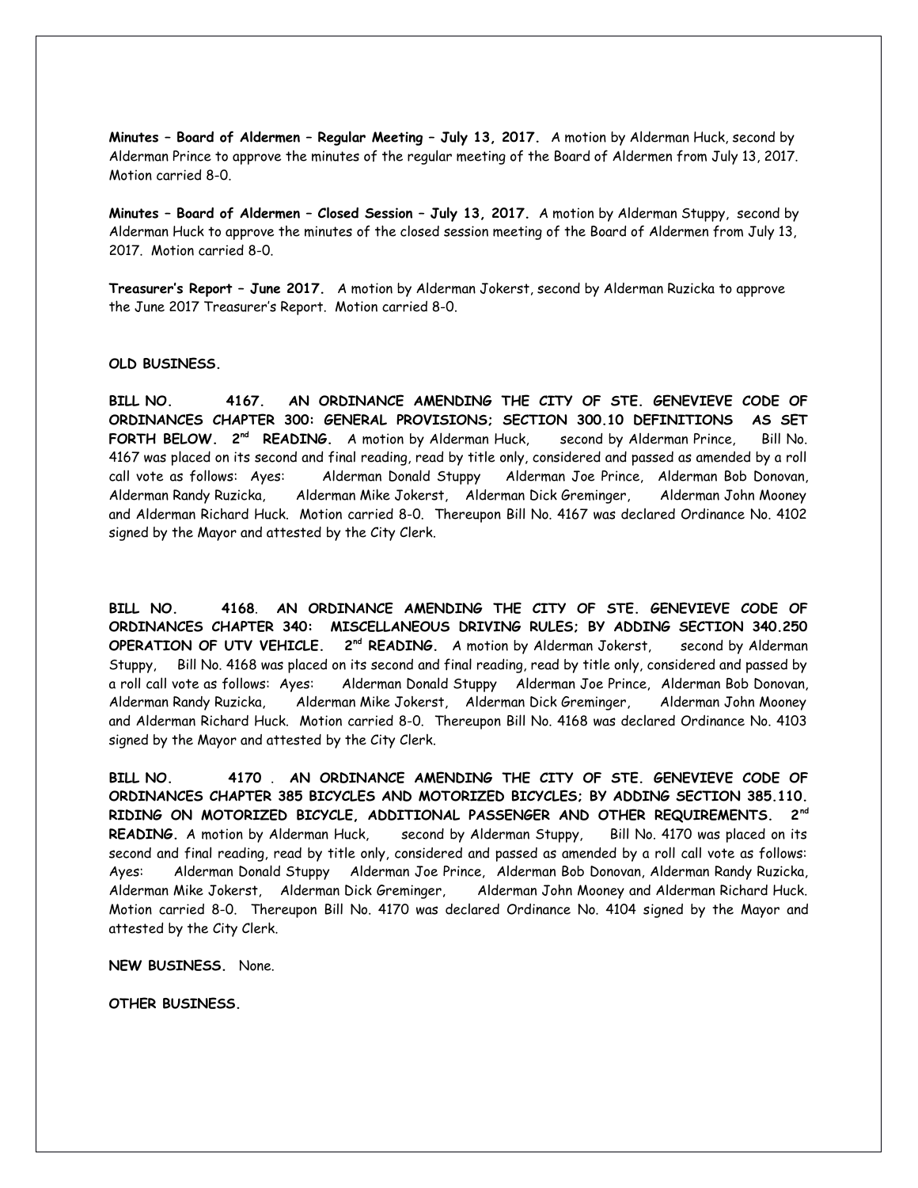**Minutes – Board of Aldermen – Regular Meeting – July 13, 2017.** A motion by Alderman Huck, second by Alderman Prince to approve the minutes of the regular meeting of the Board of Aldermen from July 13, 2017. Motion carried 8-0.

**Minutes – Board of Aldermen – Closed Session – July 13, 2017.** A motion by Alderman Stuppy, second by Alderman Huck to approve the minutes of the closed session meeting of the Board of Aldermen from July 13, 2017. Motion carried 8-0.

**Treasurer's Report – June 2017.** A motion by Alderman Jokerst, second by Alderman Ruzicka to approve the June 2017 Treasurer's Report. Motion carried 8-0.

**OLD BUSINESS.**

**BILL NO. 4167. AN ORDINANCE AMENDING THE CITY OF STE. GENEVIEVE CODE OF ORDINANCES CHAPTER 300: GENERAL PROVISIONS; SECTION 300.10 DEFINITIONS AS SET FORTH BELOW. 2nd READING.** A motion by Alderman Huck, second by Alderman Prince, Bill No. 4167 was placed on its second and final reading, read by title only, considered and passed as amended by a roll call vote as follows: Ayes: Alderman Donald Stuppy Alderman Joe Prince, Alderman Bob Donovan, Alderman Randy Ruzicka, Alderman Mike Jokerst, Alderman Dick Greminger, Alderman John Mooney and Alderman Richard Huck. Motion carried 8-0. Thereupon Bill No. 4167 was declared Ordinance No. 4102 signed by the Mayor and attested by the City Clerk.

**BILL NO. 4168. AN ORDINANCE AMENDING THE CITY OF STE. GENEVIEVE CODE OF ORDINANCES CHAPTER 340: MISCELLANEOUS DRIVING RULES; BY ADDING SECTION 340.250 OPERATION OF UTV VEHICLE. 2nd READING.** A motion by Alderman Jokerst, second by Alderman Stuppy, Bill No. 4168 was placed on its second and final reading, read by title only, considered and passed by a roll call vote as follows: Ayes: Alderman Donald Stuppy Alderman Joe Prince, Alderman Bob Donovan, Alderman Randy Ruzicka, Alderman Mike Jokerst, Alderman Dick Greminger, Alderman John Mooney and Alderman Richard Huck. Motion carried 8-0. Thereupon Bill No. 4168 was declared Ordinance No. 4103 signed by the Mayor and attested by the City Clerk.

**BILL NO. 4170 . AN ORDINANCE AMENDING THE CITY OF STE. GENEVIEVE CODE OF ORDINANCES CHAPTER 385 BICYCLES AND MOTORIZED BICYCLES; BY ADDING SECTION 385.110. RIDING ON MOTORIZED BICYCLE, ADDITIONAL PASSENGER AND OTHER REQUIREMENTS. 2nd READING.** A motion by Alderman Huck, second by Alderman Stuppy, Bill No. 4170 was placed on its second and final reading, read by title only, considered and passed as amended by a roll call vote as follows: Ayes: Alderman Donald Stuppy Alderman Joe Prince, Alderman Bob Donovan, Alderman Randy Ruzicka, Alderman Mike Jokerst, Alderman Dick Greminger, Alderman John Mooney and Alderman Richard Huck. Motion carried 8-0. Thereupon Bill No. 4170 was declared Ordinance No. 4104 signed by the Mayor and attested by the City Clerk.

**NEW BUSINESS.** None.

**OTHER BUSINESS.**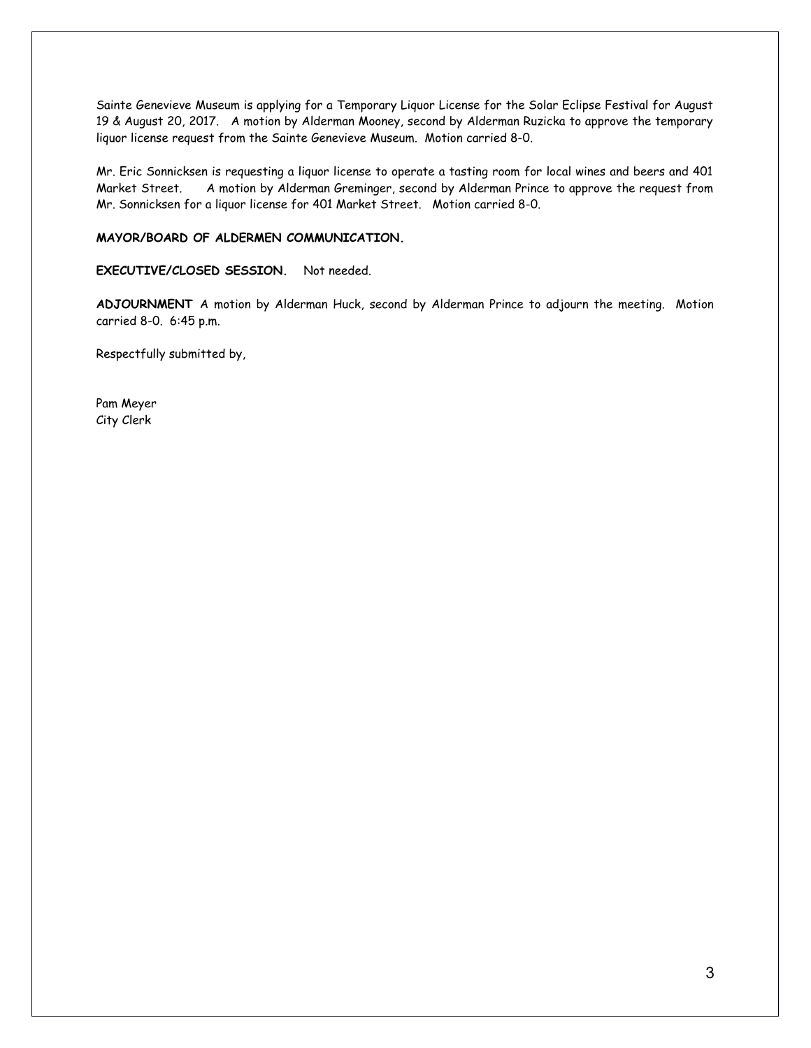Sainte Genevieve Museum is applying for a Temporary Liquor License for the Solar Eclipse Festival for August 19 & August 20, 2017. A motion by Alderman Mooney, second by Alderman Ruzicka to approve the temporary liquor license request from the Sainte Genevieve Museum. Motion carried 8-0.

Mr. Eric Sonnicksen is requesting a liquor license to operate a tasting room for local wines and beers and 401 Market Street. A motion by Alderman Greminger, second by Alderman Prince to approve the request from Mr. Sonnicksen for a liquor license for 401 Market Street. Motion carried 8-0.

**MAYOR/BOARD OF ALDERMEN COMMUNICATION.**

**EXECUTIVE/CLOSED SESSION.** Not needed.

**ADJOURNMENT** A motion by Alderman Huck, second by Alderman Prince to adjourn the meeting. Motion carried 8-0. 6:45 p.m.

Respectfully submitted by,

Pam Meyer
City Clerk